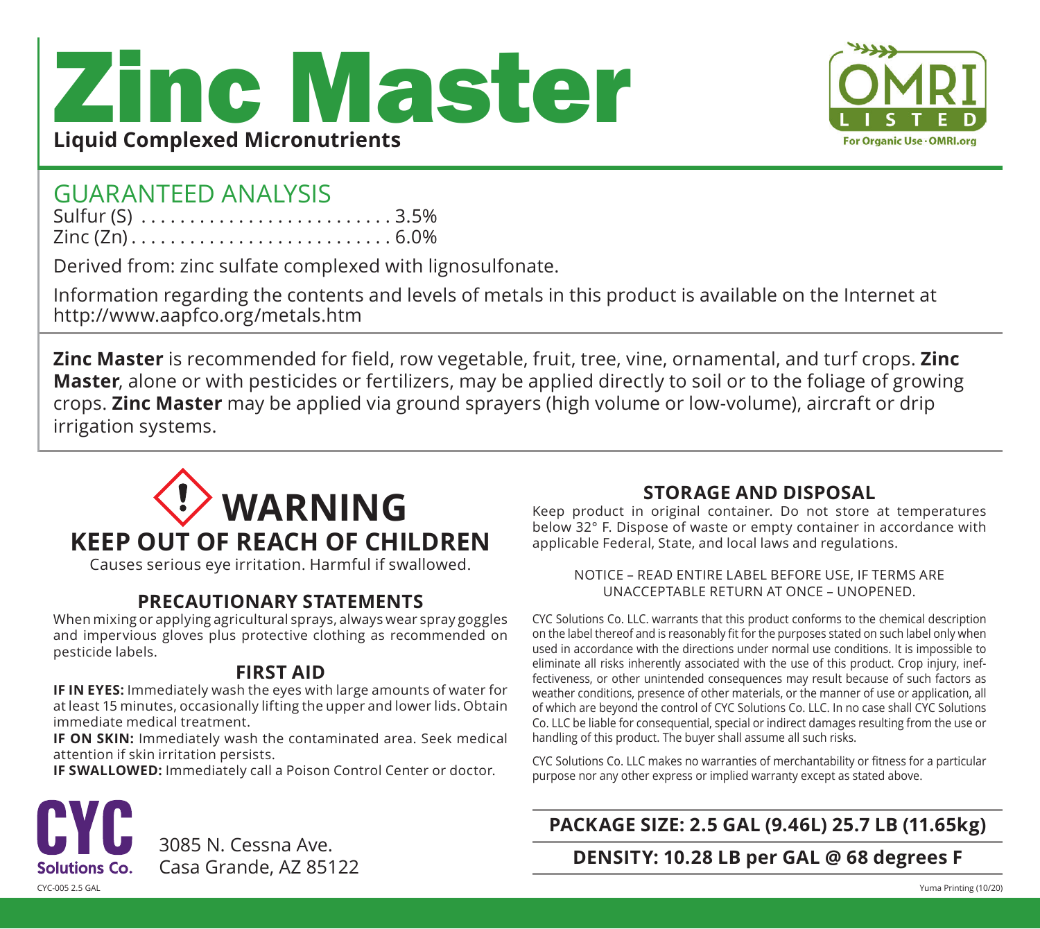# Zinc Master

**Liquid Complexed Micronutrients**

OMRI LISTED
For Organic Use · OMRI.org

## GUARANTEED ANALYSIS

Sulfur (S) . . . . . . . . . . . . . . . . . . . . . . . . . 3.5%
Zinc (Zn) . . . . . . . . . . . . . . . . . . . . . . . . . . 6.0%

Derived from: zinc sulfate complexed with lignosulfonate.

Information regarding the contents and levels of metals in this product is available on the Internet at http://www.aapfco.org/metals.htm

**Zinc Master** is recommended for field, row vegetable, fruit, tree, vine, ornamental, and turf crops. **Zinc Master**, alone or with pesticides or fertilizers, may be applied directly to soil or to the foliage of growing crops. **Zinc Master** may be applied via ground sprayers (high volume or low-volume), aircraft or drip irrigation systems.

## WARNING

### KEEP OUT OF REACH OF CHILDREN

Causes serious eye irritation. Harmful if swallowed.

### PRECAUTIONARY STATEMENTS

When mixing or applying agricultural sprays, always wear spray goggles and impervious gloves plus protective clothing as recommended on pesticide labels.

### FIRST AID

**IF IN EYES:** Immediately wash the eyes with large amounts of water for at least 15 minutes, occasionally lifting the upper and lower lids. Obtain immediate medical treatment.
**IF ON SKIN:** Immediately wash the contaminated area. Seek medical attention if skin irritation persists.
**IF SWALLOWED:** Immediately call a Poison Control Center or doctor.

### STORAGE AND DISPOSAL

Keep product in original container. Do not store at temperatures below 32° F. Dispose of waste or empty container in accordance with applicable Federal, State, and local laws and regulations.

NOTICE – READ ENTIRE LABEL BEFORE USE, IF TERMS ARE UNACCEPTABLE RETURN AT ONCE – UNOPENED.

CYC Solutions Co. LLC. warrants that this product conforms to the chemical description on the label thereof and is reasonably fit for the purposes stated on such label only when used in accordance with the directions under normal use conditions. It is impossible to eliminate all risks inherently associated with the use of this product. Crop injury, ineffectiveness, or other unintended consequences may result because of such factors as weather conditions, presence of other materials, or the manner of use or application, all of which are beyond the control of CYC Solutions Co. LLC. In no case shall CYC Solutions Co. LLC be liable for consequential, special or indirect damages resulting from the use or handling of this product. The buyer shall assume all such risks.

CYC Solutions Co. LLC makes no warranties of merchantability or fitness for a particular purpose nor any other express or implied warranty except as stated above.

**PACKAGE SIZE: 2.5 GAL (9.46L) 25.7 LB (11.65kg)**

**DENSITY: 10.28 LB per GAL @ 68 degrees F**

CYC Solutions Co.
3085 N. Cessna Ave.
Casa Grande, AZ 85122

CYC-005 2.5 GAL

Yuma Printing (10/20)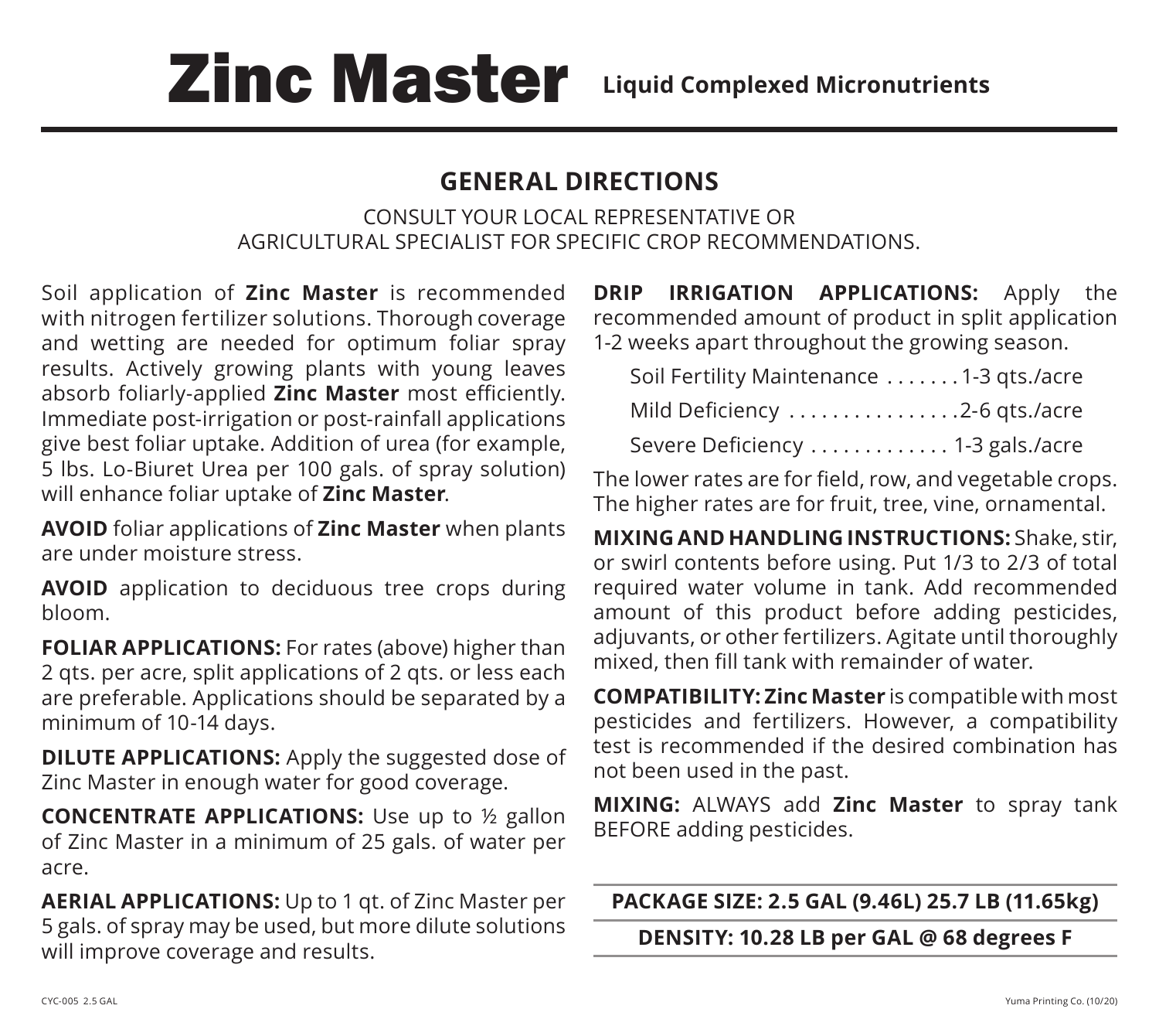# Zinc Master

**Liquid Complexed Micronutrients**

## GENERAL DIRECTIONS

CONSULT YOUR LOCAL REPRESENTATIVE OR AGRICULTURAL SPECIALIST FOR SPECIFIC CROP RECOMMENDATIONS.

Soil application of **Zinc Master** is recommended with nitrogen fertilizer solutions. Thorough coverage and wetting are needed for optimum foliar spray results. Actively growing plants with young leaves absorb foliarly-applied **Zinc Master** most efficiently. Immediate post-irrigation or post-rainfall applications give best foliar uptake. Addition of urea (for example, 5 lbs. Lo-Biuret Urea per 100 gals. of spray solution) will enhance foliar uptake of **Zinc Master**.

**AVOID** foliar applications of **Zinc Master** when plants are under moisture stress.

**AVOID** application to deciduous tree crops during bloom.

**FOLIAR APPLICATIONS:** For rates (above) higher than 2 qts. per acre, split applications of 2 qts. or less each are preferable. Applications should be separated by a minimum of 10-14 days.

**DILUTE APPLICATIONS:** Apply the suggested dose of Zinc Master in enough water for good coverage.

**CONCENTRATE APPLICATIONS:** Use up to ½ gallon of Zinc Master in a minimum of 25 gals. of water per acre.

**AERIAL APPLICATIONS:** Up to 1 qt. of Zinc Master per 5 gals. of spray may be used, but more dilute solutions will improve coverage and results.

**DRIP IRRIGATION APPLICATIONS:** Apply the recommended amount of product in split application 1-2 weeks apart throughout the growing season.

| | |
|---|---|
| Soil Fertility Maintenance | 1-3 qts./acre |
| Mild Deficiency | 2-6 qts./acre |
| Severe Deficiency | 1-3 gals./acre |

The lower rates are for field, row, and vegetable crops. The higher rates are for fruit, tree, vine, ornamental.

**MIXING AND HANDLING INSTRUCTIONS:** Shake, stir, or swirl contents before using. Put 1/3 to 2/3 of total required water volume in tank. Add recommended amount of this product before adding pesticides, adjuvants, or other fertilizers. Agitate until thoroughly mixed, then fill tank with remainder of water.

**COMPATIBILITY:** **Zinc Master** is compatible with most pesticides and fertilizers. However, a compatibility test is recommended if the desired combination has not been used in the past.

**MIXING:** ALWAYS add **Zinc Master** to spray tank BEFORE adding pesticides.

**PACKAGE SIZE: 2.5 GAL (9.46L) 25.7 LB (11.65kg)**

**DENSITY: 10.28 LB per GAL @ 68 degrees F**

CYC-005 2.5 GAL

Yuma Printing Co. (10/20)